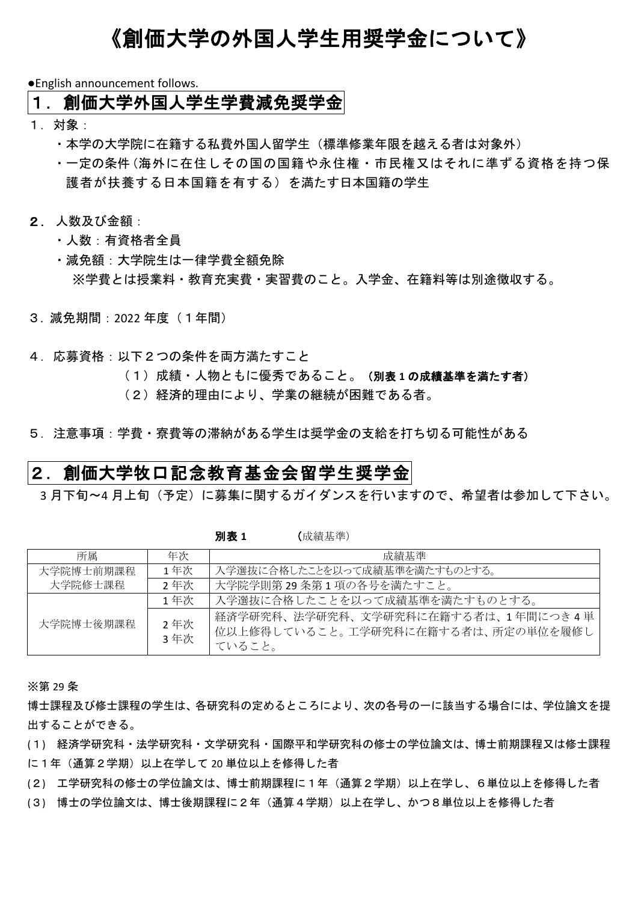# 《創価大学の外国人学生用奨学金について》

●English announcement follows.

## １．創価大学外国人学生学費減免奨学金

１．対象：

・本学の大学院に在籍する私費外国人留学生（標準修業年限を越える者は対象外）

・一定の条件（海外に在住しその国の国籍や永住権・市民権又はそれに準ずる資格を持つ保護者が扶養する日本国籍を有する）を満たす日本国籍の学生

**２．** 人数及び金額：

・人数：有資格者全員

・減免額：大学院生は一律学費全額免除

※学費とは授業料・教育充実費・実習費のこと。入学金、在籍料等は別途徴収する。

３．減免期間：2022 年度（１年間）

４．応募資格：以下２つの条件を両方満たすこと

（１）成績・人物ともに優秀であること。**（別表 1 の成績基準を満たす者）**

（２）経済的理由により、学業の継続が困難である者。

５．注意事項：学費・寮費等の滞納がある学生は奨学金の支給を打ち切る可能性がある

## ２．創価大学牧口記念教育基金会留学生奨学金

3 月下旬～4 月上旬（予定）に募集に関するガイダンスを行いますので、希望者は参加して下さい。

**別表 1**　　　（成績基準）

| 所属 | 年次 | 成績基準 |
|---|---|---|
| 大学院博士前期課程<br>大学院修士課程 | 1 年次 | 入学選抜に合格したことを以って成績基準を満たすものとする。 |
| | 2 年次 | 大学院学則第 29 条第 1 項の各号を満たすこと。 |
| 大学院博士後期課程 | 1 年次 | 入学選抜に合格したことを以って成績基準を満たすものとする。 |
| | 2 年次<br>3 年次 | 経済学研究科、法学研究科、文学研究科に在籍する者は、1 年間につき 4 単位以上修得していること。工学研究科に在籍する者は、所定の単位を履修していること。 |

※第 29 条

博士課程及び修士課程の学生は、各研究科の定めるところにより、次の各号の一に該当する場合には、学位論文を提出することができる。

(1) 経済学研究科・法学研究科・文学研究科・国際平和学研究科の修士の学位論文は、博士前期課程又は修士課程に１年（通算２学期）以上在学して 20 単位以上を修得した者

(2) 工学研究科の修士の学位論文は、博士前期課程に１年（通算２学期）以上在学し、６単位以上を修得した者

(3) 博士の学位論文は、博士後期課程に２年（通算４学期）以上在学し、かつ８単位以上を修得した者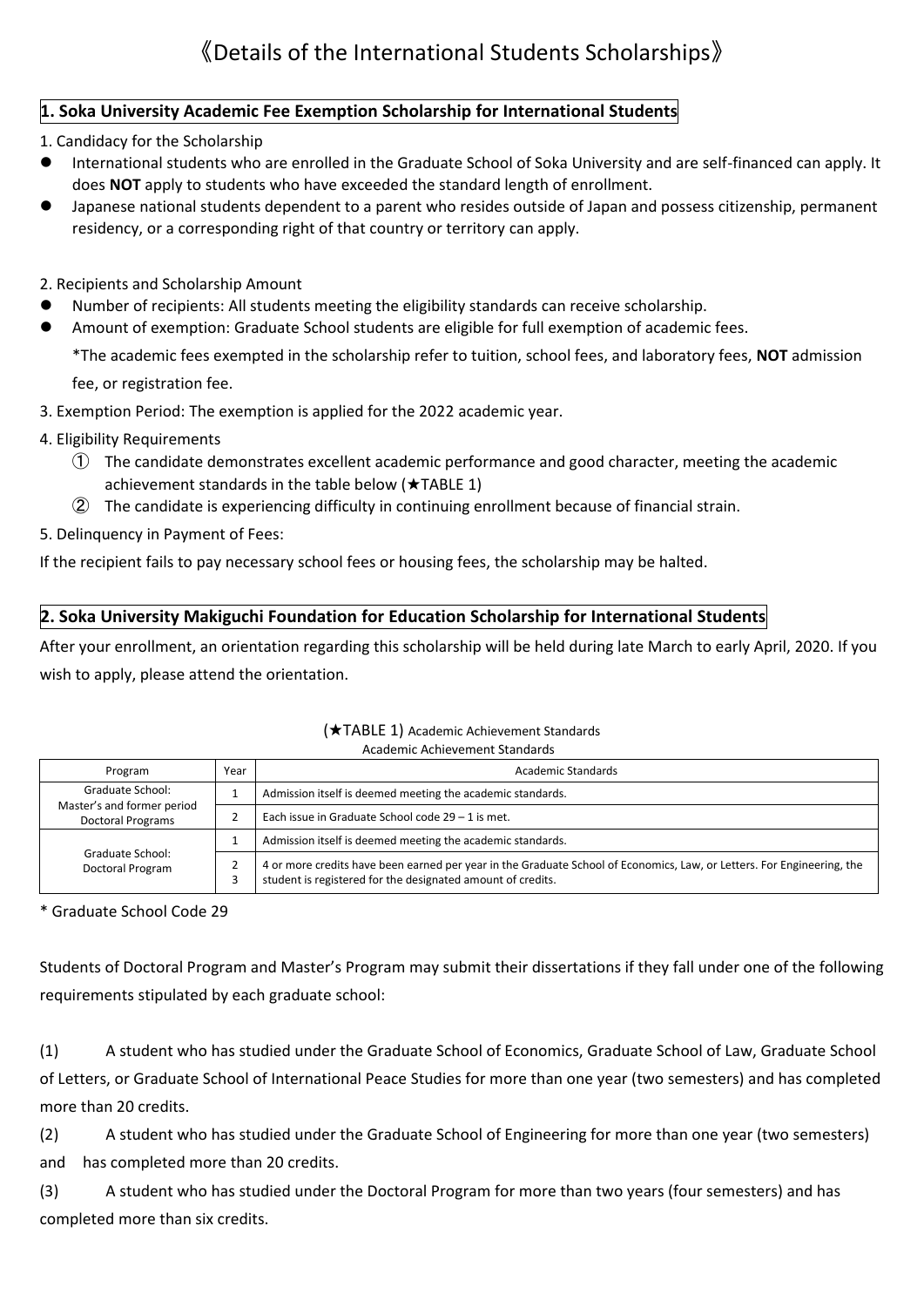# 《Details of the International Students Scholarships》

## 1. Soka University Academic Fee Exemption Scholarship for International Students

1. Candidacy for the Scholarship

- International students who are enrolled in the Graduate School of Soka University and are self-financed can apply. It does **NOT** apply to students who have exceeded the standard length of enrollment.
- Japanese national students dependent to a parent who resides outside of Japan and possess citizenship, permanent residency, or a corresponding right of that country or territory can apply.

2. Recipients and Scholarship Amount

- Number of recipients: All students meeting the eligibility standards can receive scholarship.
- Amount of exemption: Graduate School students are eligible for full exemption of academic fees.

  *The academic fees exempted in the scholarship refer to tuition, school fees, and laboratory fees, **NOT** admission fee, or registration fee.

3. Exemption Period: The exemption is applied for the 2022 academic year.

4. Eligibility Requirements

① The candidate demonstrates excellent academic performance and good character, meeting the academic achievement standards in the table below (★TABLE 1)

② The candidate is experiencing difficulty in continuing enrollment because of financial strain.

5. Delinquency in Payment of Fees:

If the recipient fails to pay necessary school fees or housing fees, the scholarship may be halted.

## 2. Soka University Makiguchi Foundation for Education Scholarship for International Students

After your enrollment, an orientation regarding this scholarship will be held during late March to early April, 2020. If you wish to apply, please attend the orientation.

(★TABLE 1) Academic Achievement Standards

Academic Achievement Standards

| Program | Year | Academic Standards |
|---|---|---|
| Graduate School: Master's and former period Doctoral Programs | 1 | Admission itself is deemed meeting the academic standards. |
| | 2 | Each issue in Graduate School code 29 – 1 is met. |
| Graduate School: Doctoral Program | 1 | Admission itself is deemed meeting the academic standards. |
| | 2<br>3 | 4 or more credits have been earned per year in the Graduate School of Economics, Law, or Letters. For Engineering, the student is registered for the designated amount of credits. |

\* Graduate School Code 29

Students of Doctoral Program and Master's Program may submit their dissertations if they fall under one of the following requirements stipulated by each graduate school:

(1) A student who has studied under the Graduate School of Economics, Graduate School of Law, Graduate School of Letters, or Graduate School of International Peace Studies for more than one year (two semesters) and has completed more than 20 credits.

(2) A student who has studied under the Graduate School of Engineering for more than one year (two semesters) and has completed more than 20 credits.

(3) A student who has studied under the Doctoral Program for more than two years (four semesters) and has completed more than six credits.